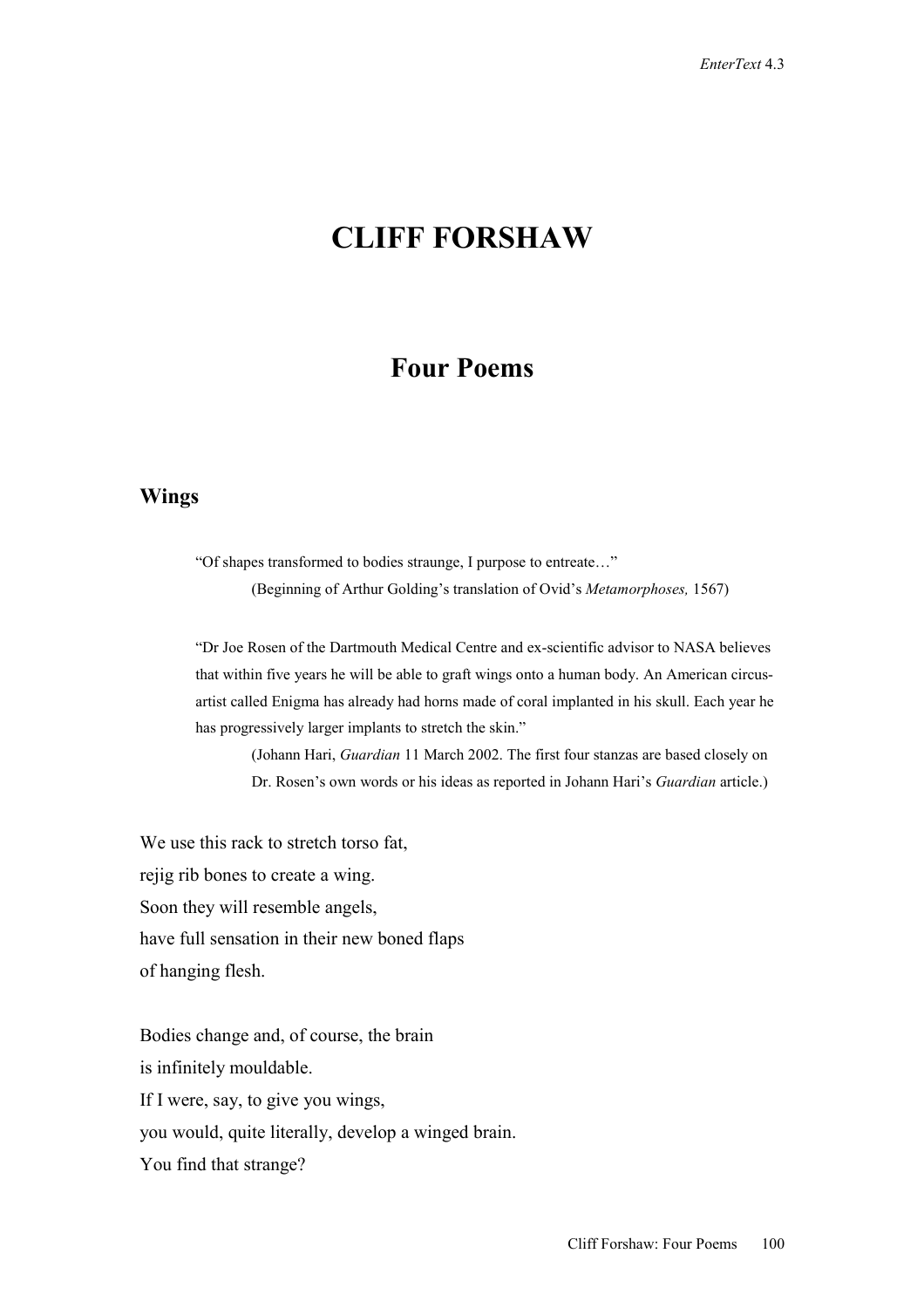# CLIFF FORSHAW

## Four Poems

### Wings

> "Of shapes transformed to bodies straunge, I purpose to entreate…"
>
> (Beginning of Arthur Golding's translation of Ovid's *Metamorphoses,* 1567)

> "Dr Joe Rosen of the Dartmouth Medical Centre and ex-scientific advisor to NASA believes that within five years he will be able to graft wings onto a human body. An American circus-artist called Enigma has already had horns made of coral implanted in his skull. Each year he has progressively larger implants to stretch the skin."
>
> (Johann Hari, *Guardian* 11 March 2002. The first four stanzas are based closely on Dr. Rosen's own words or his ideas as reported in Johann Hari's *Guardian* article.)

We use this rack to stretch torso fat,  
rejig rib bones to create a wing.  
Soon they will resemble angels,  
have full sensation in their new boned flaps  
of hanging flesh.

Bodies change and, of course, the brain  
is infinitely mouldable.  
If I were, say, to give you wings,  
you would, quite literally, develop a winged brain.  
You find that strange?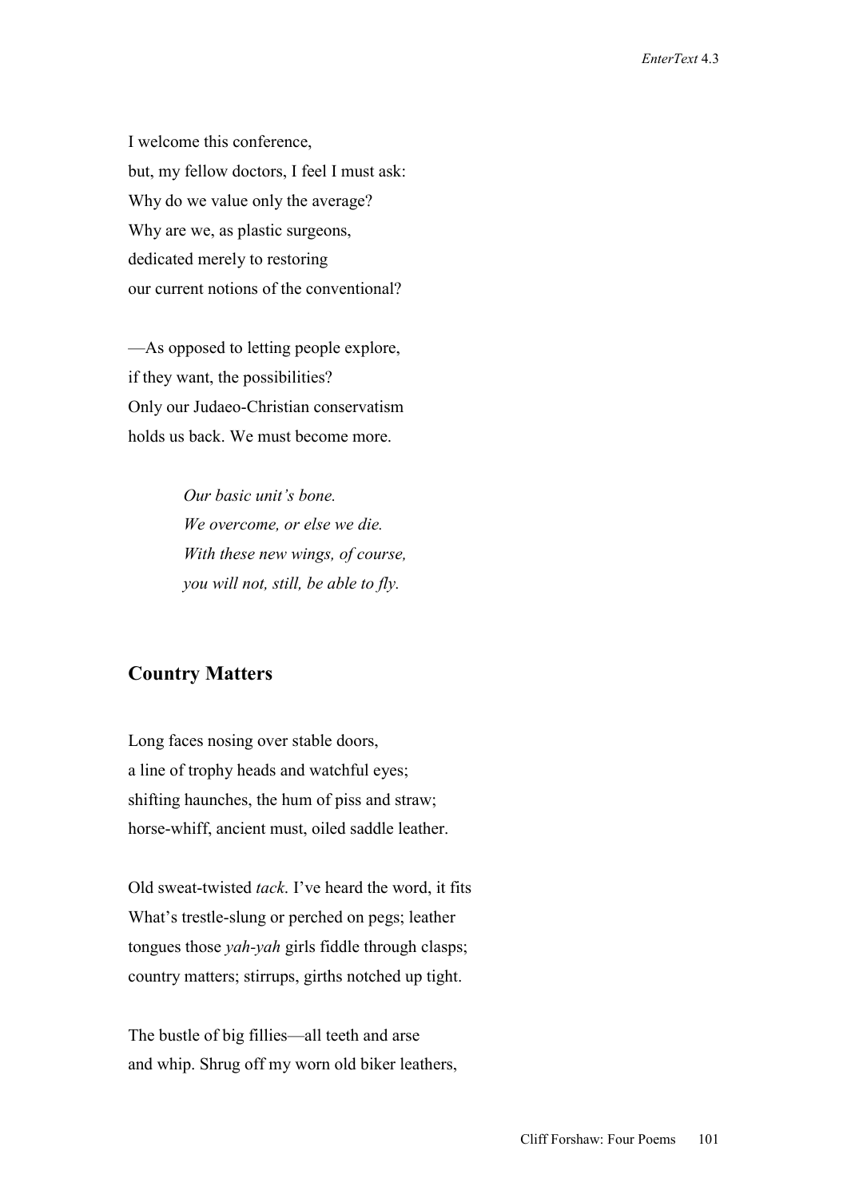I welcome this conference,  
but, my fellow doctors, I feel I must ask:  
Why do we value only the average?  
Why are we, as plastic surgeons,  
dedicated merely to restoring  
our current notions of the conventional?

—As opposed to letting people explore,  
if they want, the possibilities?  
Only our Judaeo-Christian conservatism  
holds us back. We must become more.

> *Our basic unit's bone.*  
> *We overcome, or else we die.*  
> *With these new wings, of course,*  
> *you will not, still, be able to fly.*

## Country Matters

Long faces nosing over stable doors,  
a line of trophy heads and watchful eyes;  
shifting haunches, the hum of piss and straw;  
horse-whiff, ancient must, oiled saddle leather.

Old sweat-twisted *tack*. I've heard the word, it fits  
What's trestle-slung or perched on pegs; leather  
tongues those *yah-yah* girls fiddle through clasps;  
country matters; stirrups, girths notched up tight.

The bustle of big fillies—all teeth and arse  
and whip. Shrug off my worn old biker leathers,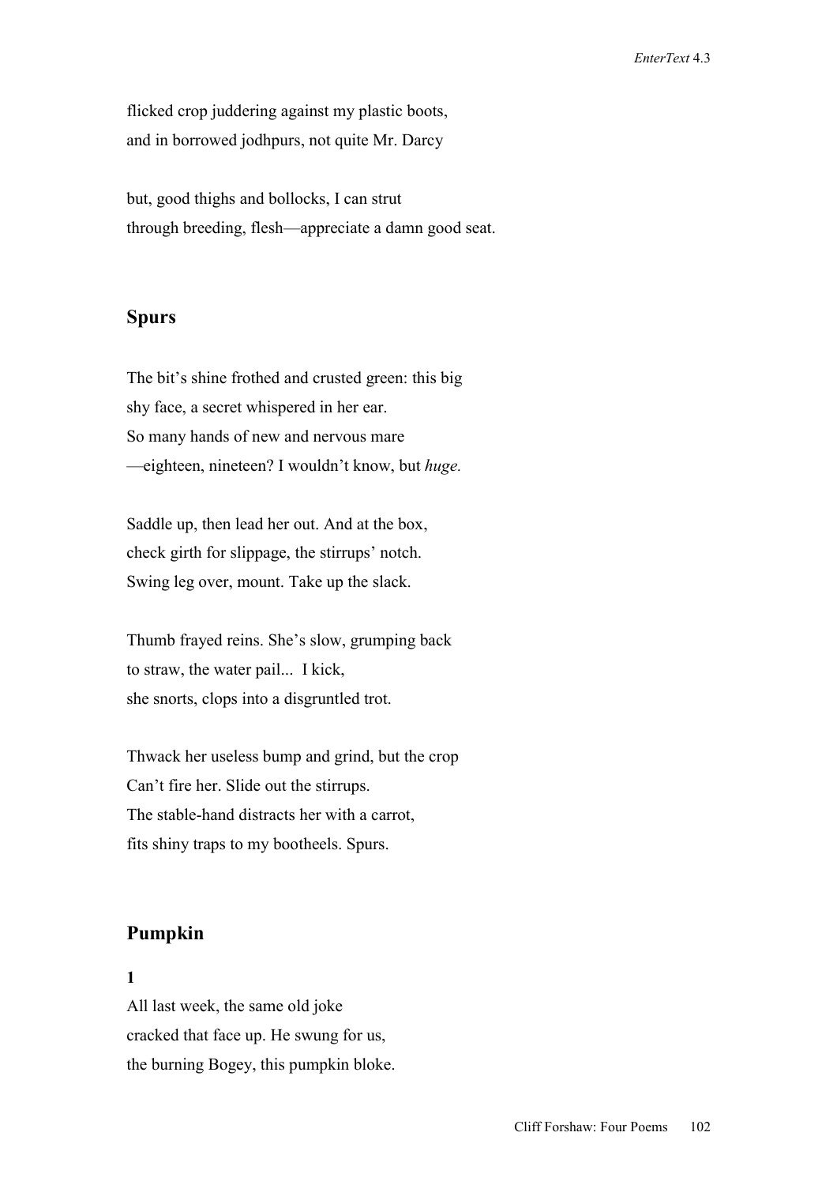flicked crop juddering against my plastic boots,
and in borrowed jodhpurs, not quite Mr. Darcy

but, good thighs and bollocks, I can strut
through breeding, flesh—appreciate a damn good seat.

## Spurs

The bit's shine frothed and crusted green: this big
shy face, a secret whispered in her ear.
So many hands of new and nervous mare
—eighteen, nineteen? I wouldn't know, but *huge.*

Saddle up, then lead her out. And at the box,
check girth for slippage, the stirrups' notch.
Swing leg over, mount. Take up the slack.

Thumb frayed reins. She's slow, grumping back
to straw, the water pail... I kick,
she snorts, clops into a disgruntled trot.

Thwack her useless bump and grind, but the crop
Can't fire her. Slide out the stirrups.
The stable-hand distracts her with a carrot,
fits shiny traps to my bootheels. Spurs.

## Pumpkin

**1**

All last week, the same old joke
cracked that face up. He swung for us,
the burning Bogey, this pumpkin bloke.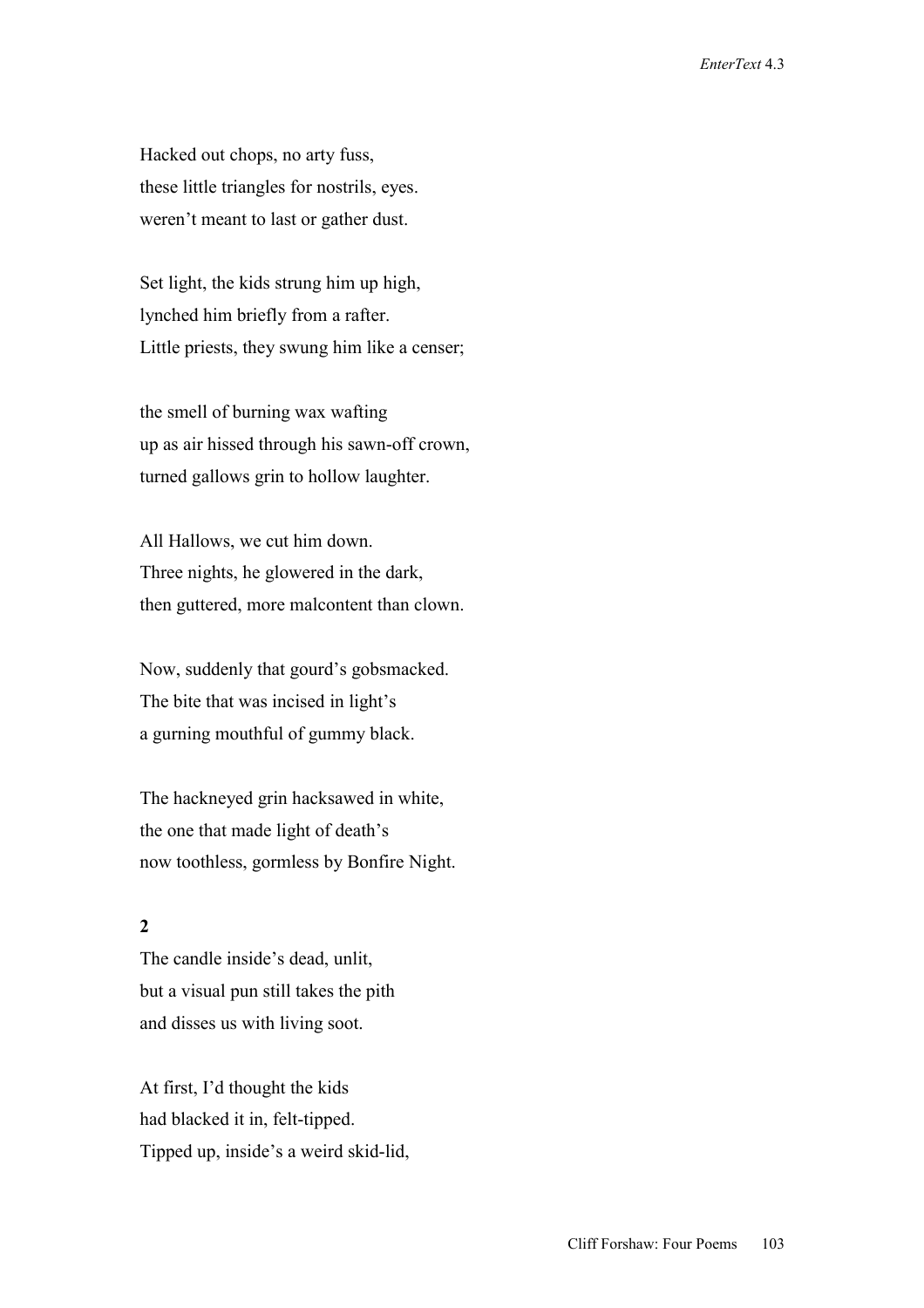Hacked out chops, no arty fuss,  
these little triangles for nostrils, eyes.  
weren't meant to last or gather dust.

Set light, the kids strung him up high,  
lynched him briefly from a rafter.  
Little priests, they swung him like a censer;

the smell of burning wax wafting  
up as air hissed through his sawn-off crown,  
turned gallows grin to hollow laughter.

All Hallows, we cut him down.  
Three nights, he glowered in the dark,  
then guttered, more malcontent than clown.

Now, suddenly that gourd's gobsmacked.  
The bite that was incised in light's  
a gurning mouthful of gummy black.

The hackneyed grin hacksawed in white,  
the one that made light of death's  
now toothless, gormless by Bonfire Night.

**2**

The candle inside's dead, unlit,  
but a visual pun still takes the pith  
and disses us with living soot.

At first, I'd thought the kids  
had blacked it in, felt-tipped.  
Tipped up, inside's a weird skid-lid,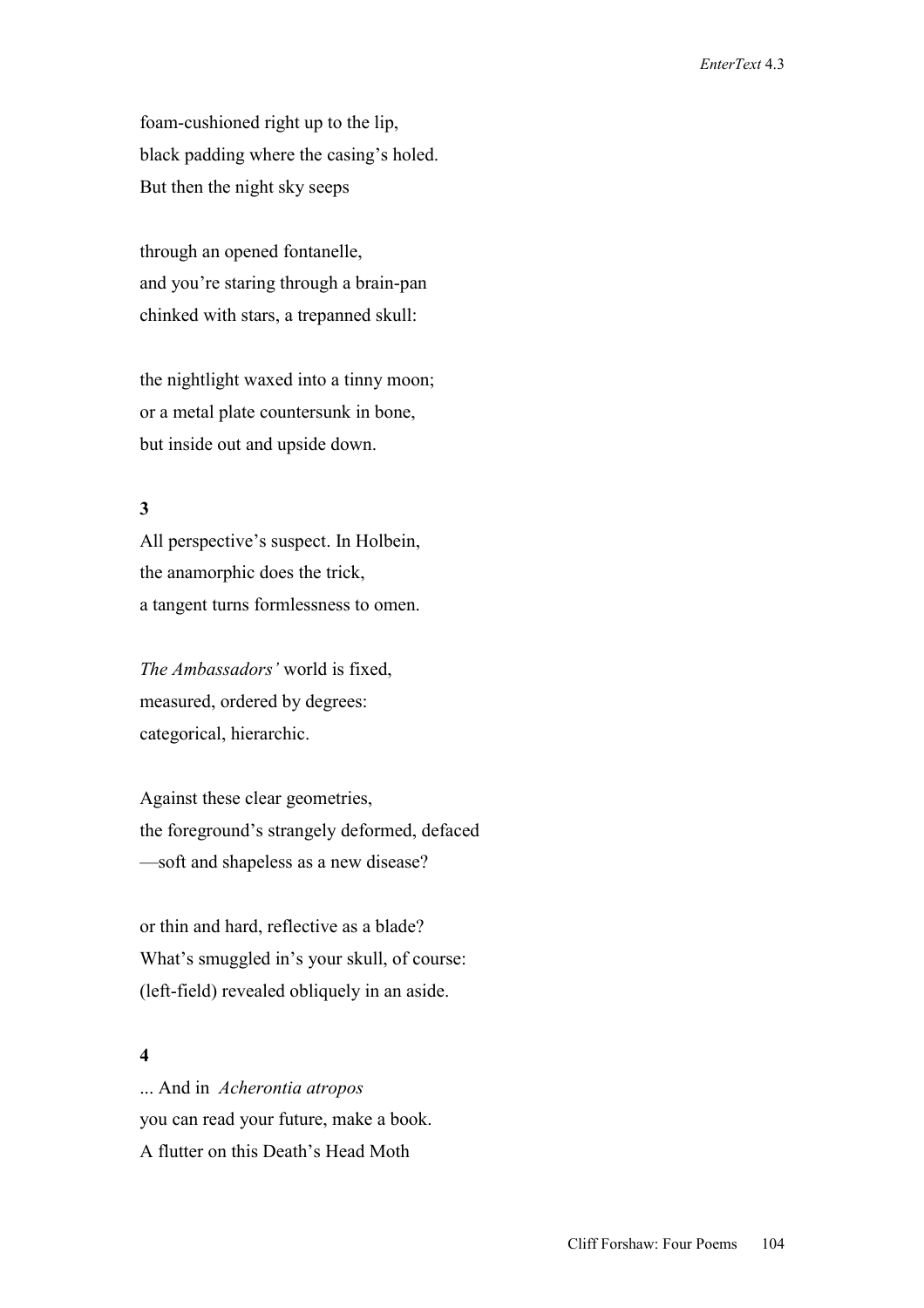foam-cushioned right up to the lip,  
black padding where the casing's holed.  
But then the night sky seeps

through an opened fontanelle,  
and you're staring through a brain-pan  
chinked with stars, a trepanned skull:

the nightlight waxed into a tinny moon;  
or a metal plate countersunk in bone,  
but inside out and upside down.

**3**

All perspective's suspect. In Holbein,  
the anamorphic does the trick,  
a tangent turns formlessness to omen.

*The Ambassadors'* world is fixed,  
measured, ordered by degrees:  
categorical, hierarchic.

Against these clear geometries,  
the foreground's strangely deformed, defaced  
—soft and shapeless as a new disease?

or thin and hard, reflective as a blade?  
What's smuggled in's your skull, of course:  
(left-field) revealed obliquely in an aside.

**4**

... And in *Acherontia atropos*  
you can read your future, make a book.  
A flutter on this Death's Head Moth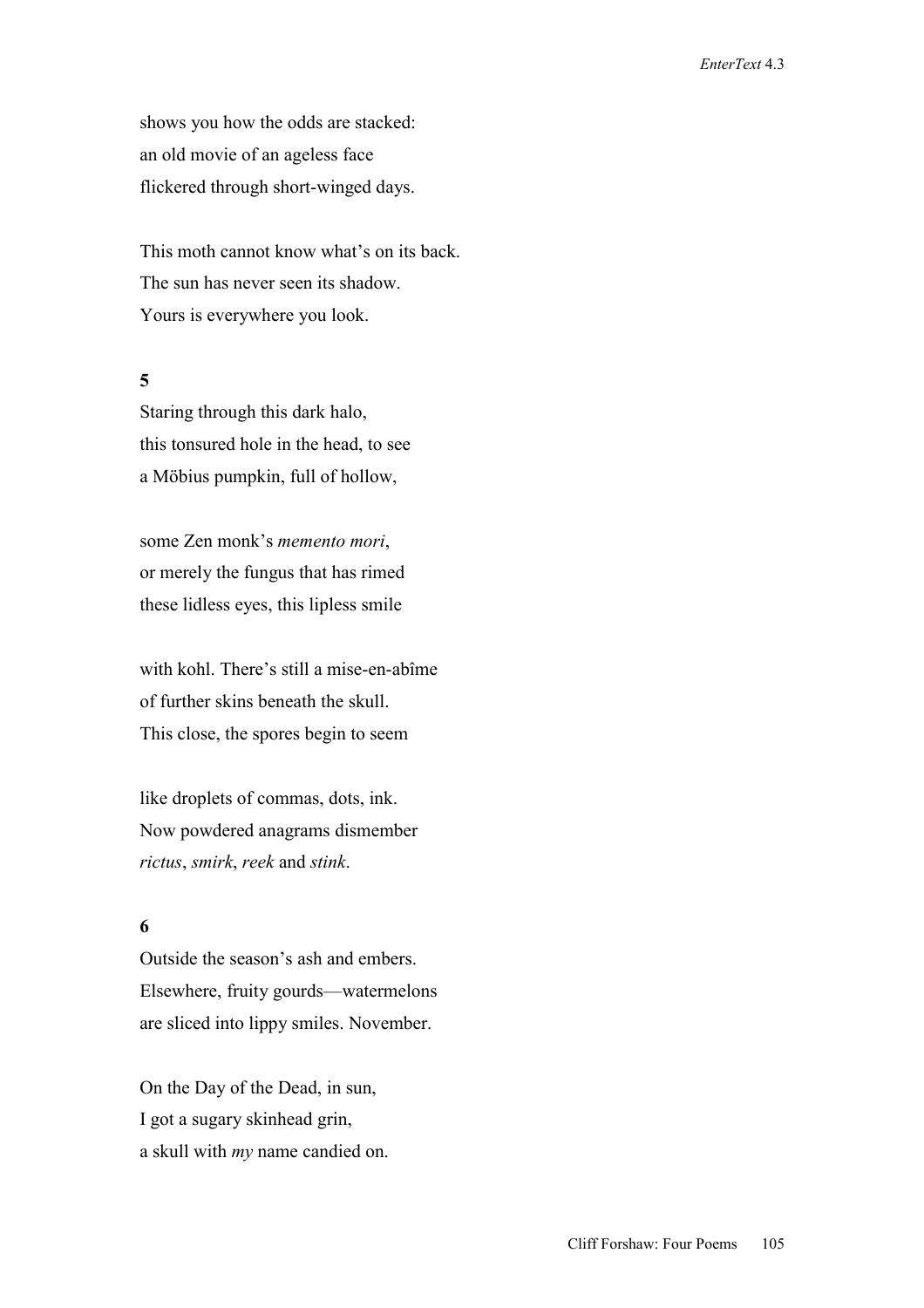shows you how the odds are stacked:  
an old movie of an ageless face  
flickered through short-winged days.

This moth cannot know what's on its back.  
The sun has never seen its shadow.  
Yours is everywhere you look.

**5**

Staring through this dark halo,  
this tonsured hole in the head, to see  
a Möbius pumpkin, full of hollow,

some Zen monk's *memento mori*,  
or merely the fungus that has rimed  
these lidless eyes, this lipless smile

with kohl. There's still a mise-en-abîme  
of further skins beneath the skull.  
This close, the spores begin to seem

like droplets of commas, dots, ink.  
Now powdered anagrams dismember  
*rictus*, *smirk*, *reek* and *stink*.

**6**

Outside the season's ash and embers.  
Elsewhere, fruity gourds—watermelons  
are sliced into lippy smiles. November.

On the Day of the Dead, in sun,  
I got a sugary skinhead grin,  
a skull with *my* name candied on.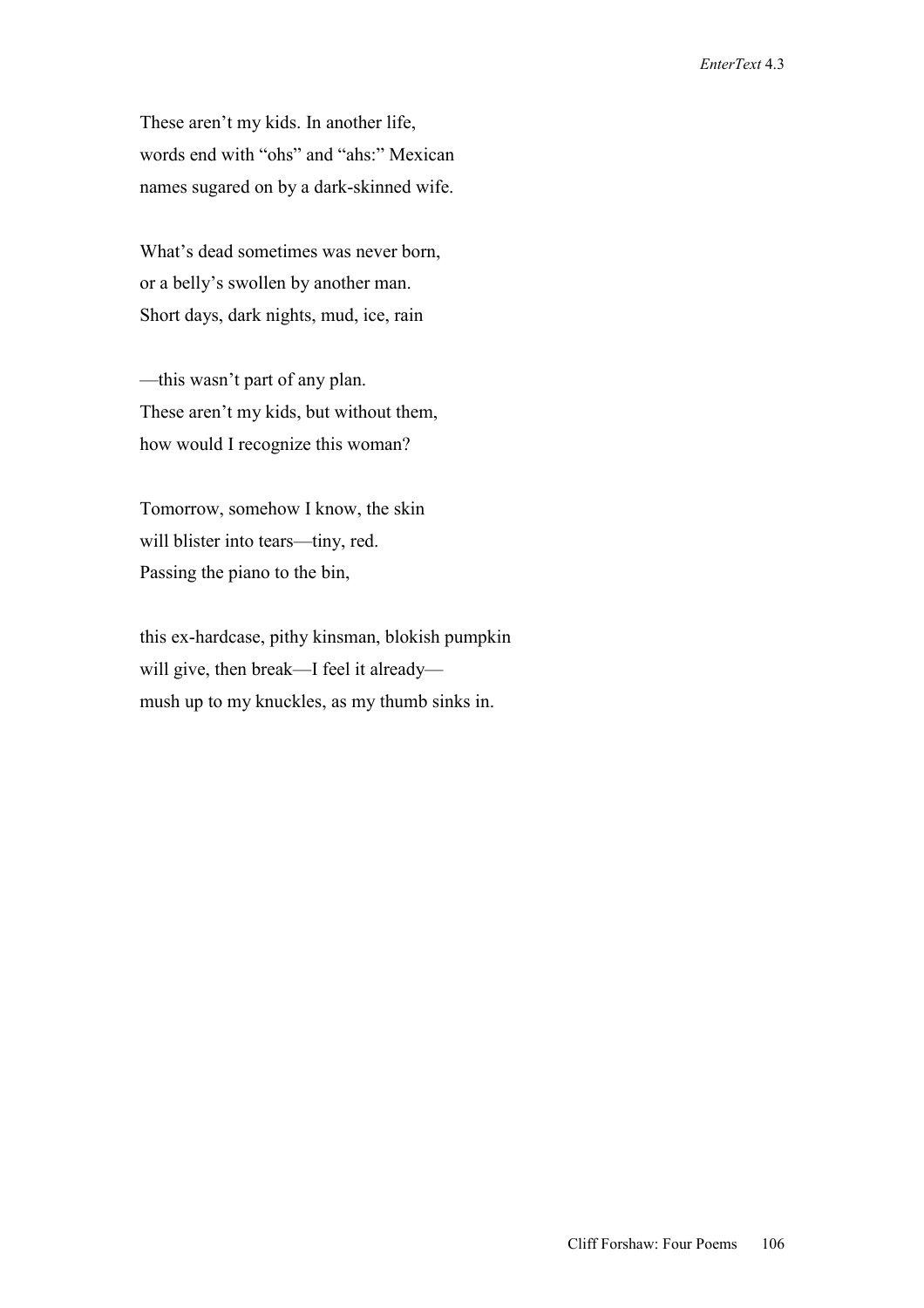These aren't my kids. In another life,  
words end with "ohs" and "ahs:" Mexican  
names sugared on by a dark-skinned wife.

What's dead sometimes was never born,  
or a belly's swollen by another man.  
Short days, dark nights, mud, ice, rain

—this wasn't part of any plan.  
These aren't my kids, but without them,  
how would I recognize this woman?

Tomorrow, somehow I know, the skin  
will blister into tears—tiny, red.  
Passing the piano to the bin,

this ex-hardcase, pithy kinsman, blokish pumpkin  
will give, then break—I feel it already—  
mush up to my knuckles, as my thumb sinks in.